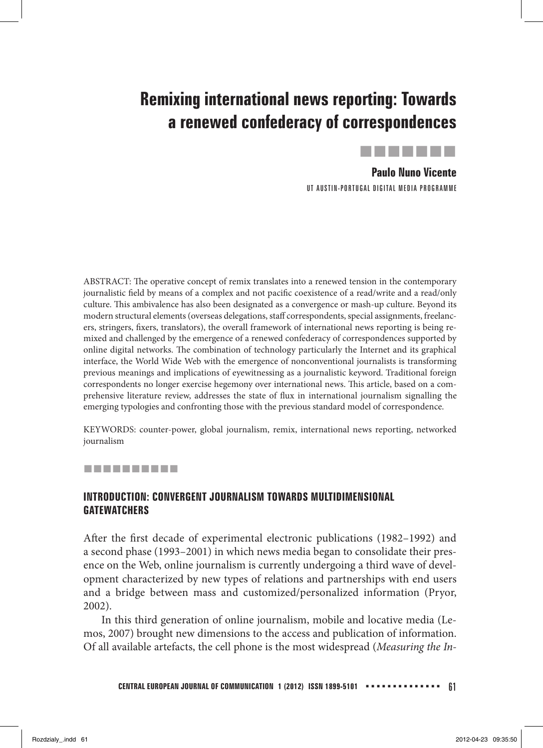# Remixing international news reporting: Towards a renewed confederacy of correspondences

**Paulo Nuno Vicente**

UT AUSTIN-PORTUGAL DIGITAL MEDIA PROGRAMME

ABSTRACT: The operative concept of remix translates into a renewed tension in the contemporary journalistic field by means of a complex and not pacific coexistence of a read/write and a read/only culture. This ambivalence has also been designated as a convergence or mash-up culture. Beyond its modern structural elements (overseas delegations, staff correspondents, special assignments, freelancers, stringers, fixers, translators), the overall framework of international news reporting is being remixed and challenged by the emergence of a renewed confederacy of correspondences supported by online digital networks. The combination of technology particularly the Internet and its graphical interface, the World Wide Web with the emergence of nonconventional journalists is transforming previous meanings and implications of eyewitnessing as a journalistic keyword. Traditional foreign correspondents no longer exercise hegemony over international news. This article, based on a comprehensive literature review, addresses the state of flux in international journalism signalling the emerging typologies and confronting those with the previous standard model of correspondence.

KEYWORDS: counter-power, global journalism, remix, international news reporting, networked journalism

## INTRODUCTION: CONVERGENT JOURNALISM TOWARDS MULTIDIMENSIONAL GATEWATCHERS

After the first decade of experimental electronic publications (1982–1992) and a second phase (1993–2001) in which news media began to consolidate their presence on the Web, online journalism is currently undergoing a third wave of development characterized by new types of relations and partnerships with end users and a bridge between mass and customized/personalized information (Pryor, 2002).

In this third generation of online journalism, mobile and locative media (Lemos, 2007) brought new dimensions to the access and publication of information. Of all available artefacts, the cell phone is the most widespread (*Measuring the In-*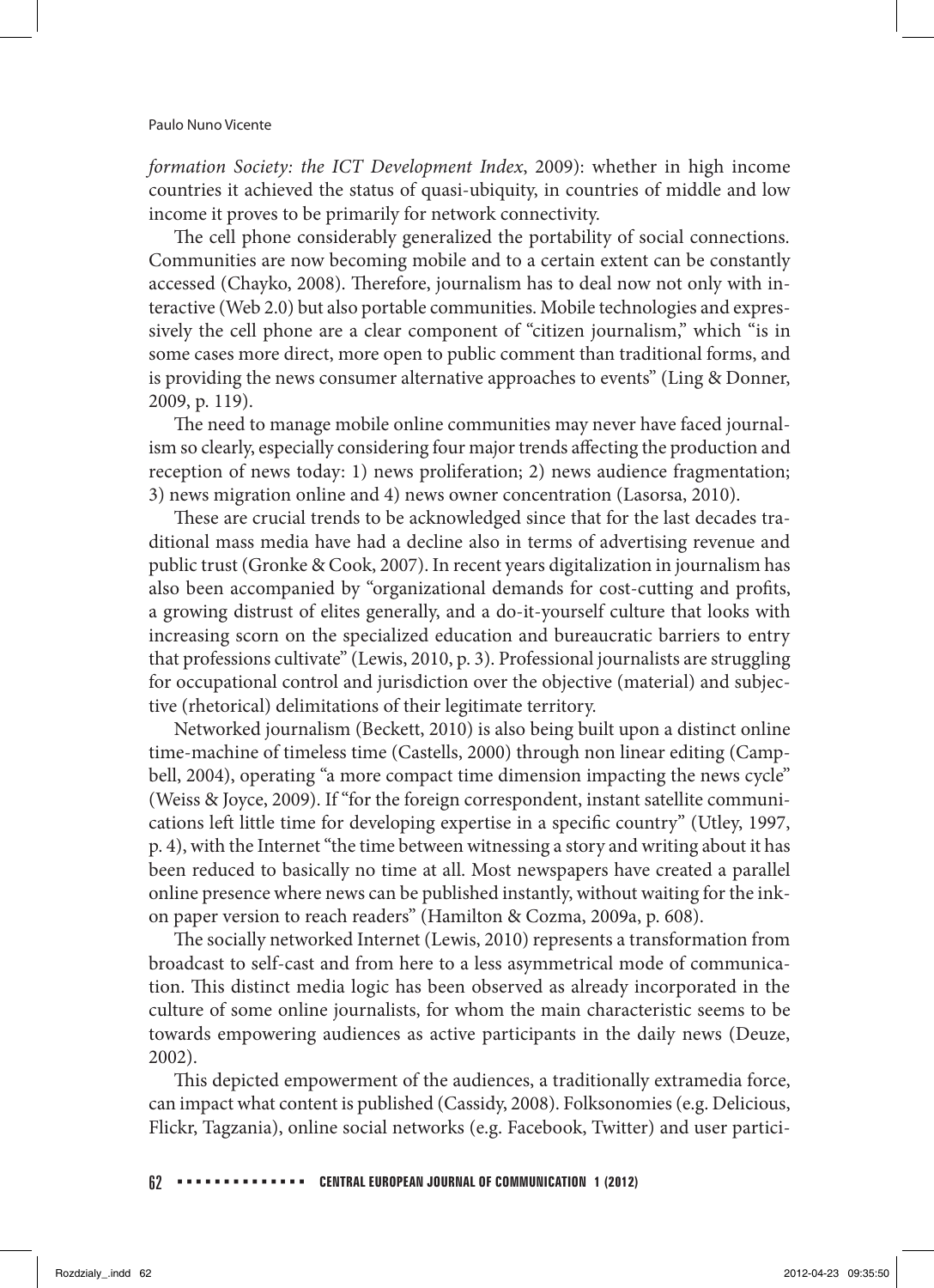*formation Society: the ICT Development Index*, 2009): whether in high income countries it achieved the status of quasi-ubiquity, in countries of middle and low income it proves to be primarily for network connectivity.

The cell phone considerably generalized the portability of social connections. Communities are now becoming mobile and to a certain extent can be constantly accessed (Chayko, 2008). Therefore, journalism has to deal now not only with interactive (Web 2.0) but also portable communities. Mobile technologies and expressively the cell phone are a clear component of "citizen journalism," which "is in some cases more direct, more open to public comment than traditional forms, and is providing the news consumer alternative approaches to events" (Ling & Donner, 2009, p. 119).

The need to manage mobile online communities may never have faced journalism so clearly, especially considering four major trends affecting the production and reception of news today: 1) news proliferation; 2) news audience fragmentation; 3) news migration online and 4) news owner concentration (Lasorsa, 2010).

These are crucial trends to be acknowledged since that for the last decades traditional mass media have had a decline also in terms of advertising revenue and public trust (Gronke & Cook, 2007). In recent years digitalization in journalism has also been accompanied by "organizational demands for cost-cutting and profits, a growing distrust of elites generally, and a do-it-yourself culture that looks with increasing scorn on the specialized education and bureaucratic barriers to entry that professions cultivate" (Lewis, 2010, p. 3). Professional journalists are struggling for occupational control and jurisdiction over the objective (material) and subjective (rhetorical) delimitations of their legitimate territory.

Networked journalism (Beckett, 2010) is also being built upon a distinct online time-machine of timeless time (Castells, 2000) through non linear editing (Campbell, 2004), operating "a more compact time dimension impacting the news cycle" (Weiss & Joyce, 2009). If "for the foreign correspondent, instant satellite communications left little time for developing expertise in a specific country" (Utley, 1997, p. 4), with the Internet "the time between witnessing a story and writing about it has been reduced to basically no time at all. Most newspapers have created a parallel online presence where news can be published instantly, without waiting for the ink-on paper version to reach readers" (Hamilton & Cozma, 2009a, p. 608).

The socially networked Internet (Lewis, 2010) represents a transformation from broadcast to self-cast and from here to a less asymmetrical mode of communication. This distinct media logic has been observed as already incorporated in the culture of some online journalists, for whom the main characteristic seems to be towards empowering audiences as active participants in the daily news (Deuze, 2002).

This depicted empowerment of the audiences, a traditionally extramedia force, can impact what content is published (Cassidy, 2008). Folksonomies (e.g. Delicious, Flickr, Tagzania), online social networks (e.g. Facebook, Twitter) and user partici-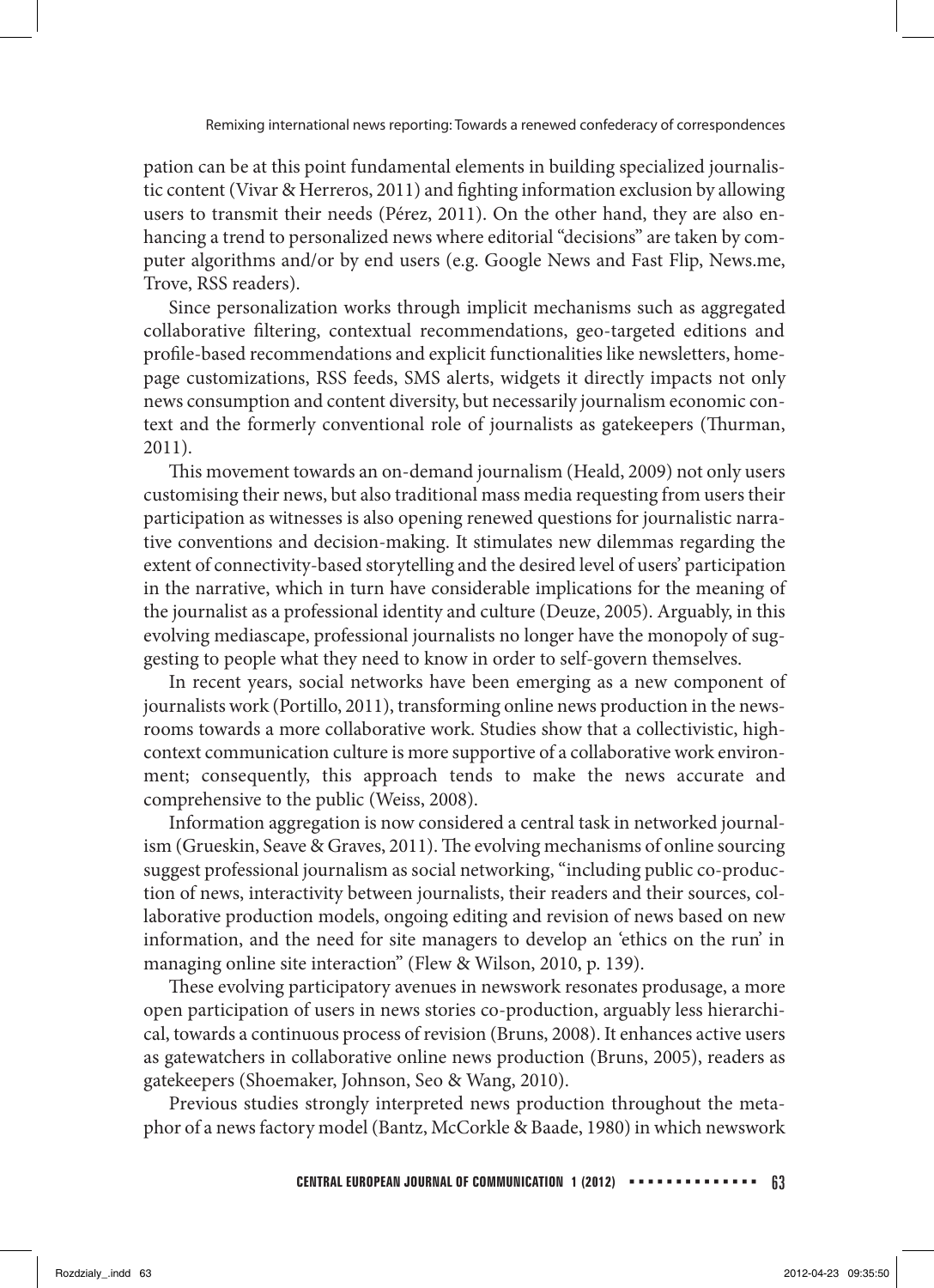pation can be at this point fundamental elements in building specialized journalistic content (Vivar & Herreros, 2011) and fighting information exclusion by allowing users to transmit their needs (Pérez, 2011). On the other hand, they are also enhancing a trend to personalized news where editorial "decisions" are taken by computer algorithms and/or by end users (e.g. Google News and Fast Flip, News.me, Trove, RSS readers).

Since personalization works through implicit mechanisms such as aggregated collaborative filtering, contextual recommendations, geo-targeted editions and profile-based recommendations and explicit functionalities like newsletters, homepage customizations, RSS feeds, SMS alerts, widgets it directly impacts not only news consumption and content diversity, but necessarily journalism economic context and the formerly conventional role of journalists as gatekeepers (Thurman, 2011).

This movement towards an on-demand journalism (Heald, 2009) not only users customising their news, but also traditional mass media requesting from users their participation as witnesses is also opening renewed questions for journalistic narrative conventions and decision-making. It stimulates new dilemmas regarding the extent of connectivity-based storytelling and the desired level of users' participation in the narrative, which in turn have considerable implications for the meaning of the journalist as a professional identity and culture (Deuze, 2005). Arguably, in this evolving mediascape, professional journalists no longer have the monopoly of suggesting to people what they need to know in order to self-govern themselves.

In recent years, social networks have been emerging as a new component of journalists work (Portillo, 2011), transforming online news production in the newsrooms towards a more collaborative work. Studies show that a collectivistic, high-context communication culture is more supportive of a collaborative work environment; consequently, this approach tends to make the news accurate and comprehensive to the public (Weiss, 2008).

Information aggregation is now considered a central task in networked journalism (Grueskin, Seave & Graves, 2011). The evolving mechanisms of online sourcing suggest professional journalism as social networking, "including public co-production of news, interactivity between journalists, their readers and their sources, collaborative production models, ongoing editing and revision of news based on new information, and the need for site managers to develop an 'ethics on the run' in managing online site interaction" (Flew & Wilson, 2010, p. 139).

These evolving participatory avenues in newswork resonates produsage, a more open participation of users in news stories co-production, arguably less hierarchical, towards a continuous process of revision (Bruns, 2008). It enhances active users as gatewatchers in collaborative online news production (Bruns, 2005), readers as gatekeepers (Shoemaker, Johnson, Seo & Wang, 2010).

Previous studies strongly interpreted news production throughout the metaphor of a news factory model (Bantz, McCorkle & Baade, 1980) in which newswork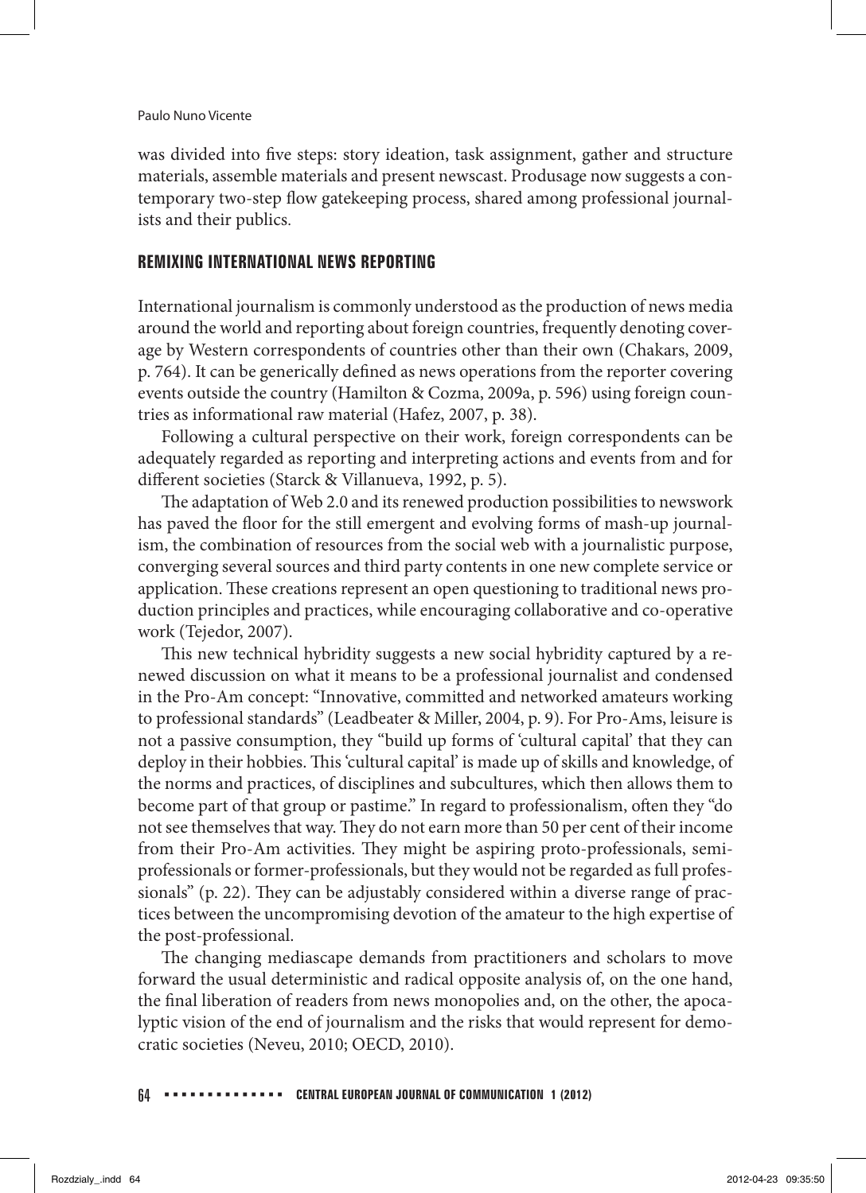was divided into five steps: story ideation, task assignment, gather and structure materials, assemble materials and present newscast. Produsage now suggests a contemporary two-step flow gatekeeping process, shared among professional journalists and their publics.

## REMIXING INTERNATIONAL NEWS REPORTING

International journalism is commonly understood as the production of news media around the world and reporting about foreign countries, frequently denoting coverage by Western correspondents of countries other than their own (Chakars, 2009, p. 764). It can be generically defined as news operations from the reporter covering events outside the country (Hamilton & Cozma, 2009a, p. 596) using foreign countries as informational raw material (Hafez, 2007, p. 38).

Following a cultural perspective on their work, foreign correspondents can be adequately regarded as reporting and interpreting actions and events from and for different societies (Starck & Villanueva, 1992, p. 5).

The adaptation of Web 2.0 and its renewed production possibilities to newswork has paved the floor for the still emergent and evolving forms of mash-up journalism, the combination of resources from the social web with a journalistic purpose, converging several sources and third party contents in one new complete service or application. These creations represent an open questioning to traditional news production principles and practices, while encouraging collaborative and co-operative work (Tejedor, 2007).

This new technical hybridity suggests a new social hybridity captured by a renewed discussion on what it means to be a professional journalist and condensed in the Pro-Am concept: "Innovative, committed and networked amateurs working to professional standards" (Leadbeater & Miller, 2004, p. 9). For Pro-Ams, leisure is not a passive consumption, they "build up forms of 'cultural capital' that they can deploy in their hobbies. This 'cultural capital' is made up of skills and knowledge, of the norms and practices, of disciplines and subcultures, which then allows them to become part of that group or pastime." In regard to professionalism, often they "do not see themselves that way. They do not earn more than 50 per cent of their income from their Pro-Am activities. They might be aspiring proto-professionals, semi-professionals or former-professionals, but they would not be regarded as full professionals" (p. 22). They can be adjustably considered within a diverse range of practices between the uncompromising devotion of the amateur to the high expertise of the post-professional.

The changing mediascape demands from practitioners and scholars to move forward the usual deterministic and radical opposite analysis of, on the one hand, the final liberation of readers from news monopolies and, on the other, the apocalyptic vision of the end of journalism and the risks that would represent for democratic societies (Neveu, 2010; OECD, 2010).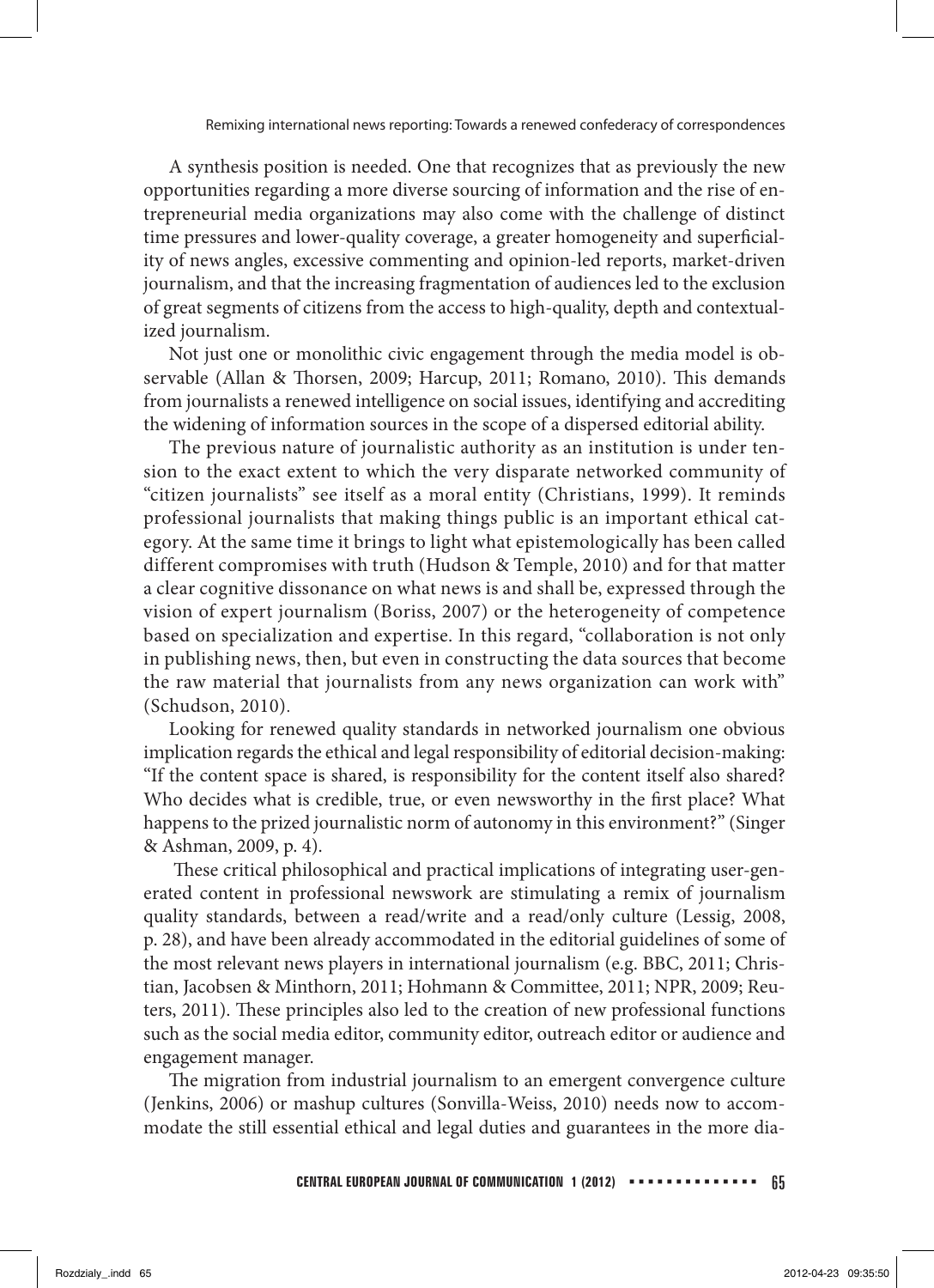A synthesis position is needed. One that recognizes that as previously the new opportunities regarding a more diverse sourcing of information and the rise of entrepreneurial media organizations may also come with the challenge of distinct time pressures and lower-quality coverage, a greater homogeneity and superficiality of news angles, excessive commenting and opinion-led reports, market-driven journalism, and that the increasing fragmentation of audiences led to the exclusion of great segments of citizens from the access to high-quality, depth and contextualized journalism.

Not just one or monolithic civic engagement through the media model is observable (Allan & Thorsen, 2009; Harcup, 2011; Romano, 2010). This demands from journalists a renewed intelligence on social issues, identifying and accrediting the widening of information sources in the scope of a dispersed editorial ability.

The previous nature of journalistic authority as an institution is under tension to the exact extent to which the very disparate networked community of "citizen journalists" see itself as a moral entity (Christians, 1999). It reminds professional journalists that making things public is an important ethical category. At the same time it brings to light what epistemologically has been called different compromises with truth (Hudson & Temple, 2010) and for that matter a clear cognitive dissonance on what news is and shall be, expressed through the vision of expert journalism (Boriss, 2007) or the heterogeneity of competence based on specialization and expertise. In this regard, "collaboration is not only in publishing news, then, but even in constructing the data sources that become the raw material that journalists from any news organization can work with" (Schudson, 2010).

Looking for renewed quality standards in networked journalism one obvious implication regards the ethical and legal responsibility of editorial decision-making: "If the content space is shared, is responsibility for the content itself also shared? Who decides what is credible, true, or even newsworthy in the first place? What happens to the prized journalistic norm of autonomy in this environment?" (Singer & Ashman, 2009, p. 4).

These critical philosophical and practical implications of integrating user-generated content in professional newswork are stimulating a remix of journalism quality standards, between a read/write and a read/only culture (Lessig, 2008, p. 28), and have been already accommodated in the editorial guidelines of some of the most relevant news players in international journalism (e.g. BBC, 2011; Christian, Jacobsen & Minthorn, 2011; Hohmann & Committee, 2011; NPR, 2009; Reuters, 2011). These principles also led to the creation of new professional functions such as the social media editor, community editor, outreach editor or audience and engagement manager.

The migration from industrial journalism to an emergent convergence culture (Jenkins, 2006) or mashup cultures (Sonvilla-Weiss, 2010) needs now to accommodate the still essential ethical and legal duties and guarantees in the more dia-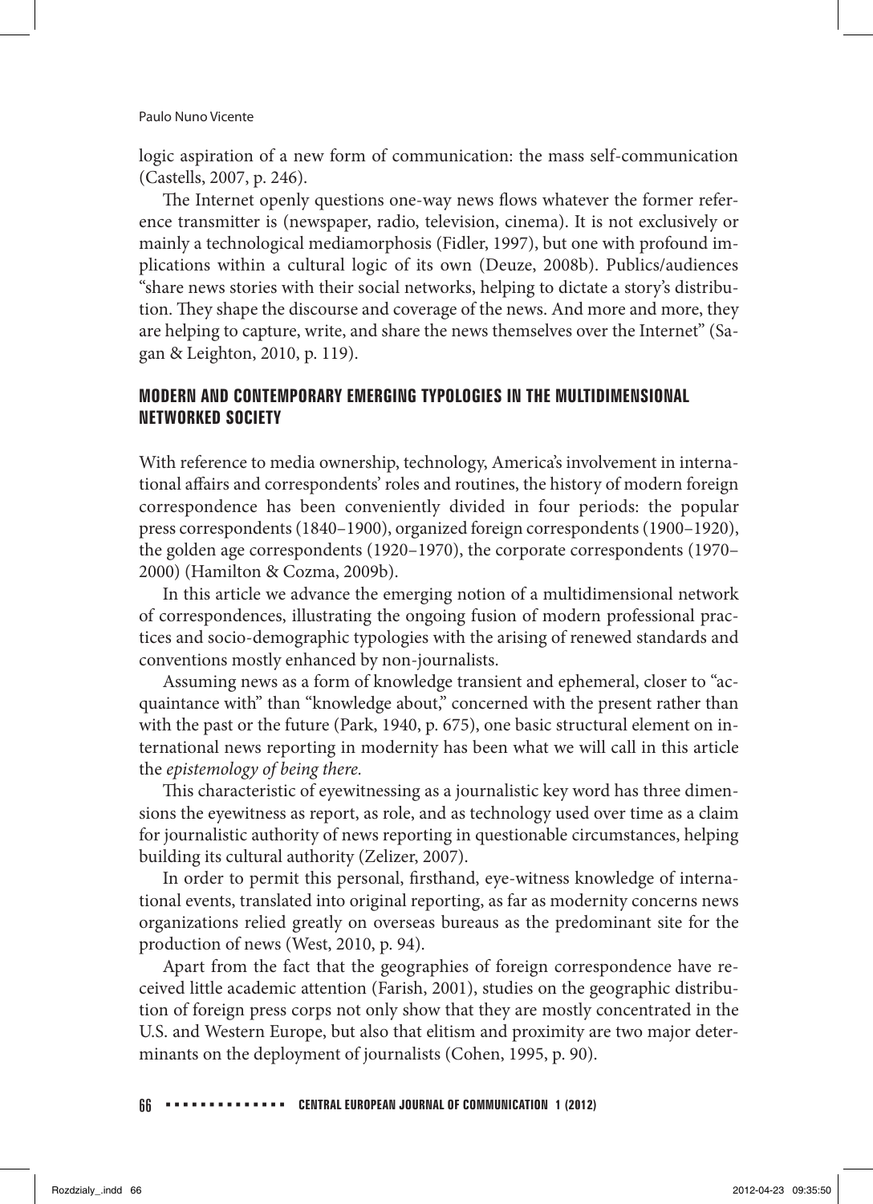logic aspiration of a new form of communication: the mass self-communication (Castells, 2007, p. 246).

The Internet openly questions one-way news flows whatever the former reference transmitter is (newspaper, radio, television, cinema). It is not exclusively or mainly a technological mediamorphosis (Fidler, 1997), but one with profound implications within a cultural logic of its own (Deuze, 2008b). Publics/audiences "share news stories with their social networks, helping to dictate a story's distribution. They shape the discourse and coverage of the news. And more and more, they are helping to capture, write, and share the news themselves over the Internet" (Sagan & Leighton, 2010, p. 119).

## MODERN AND CONTEMPORARY EMERGING TYPOLOGIES IN THE MULTIDIMENSIONAL NETWORKED SOCIETY

With reference to media ownership, technology, America's involvement in international affairs and correspondents' roles and routines, the history of modern foreign correspondence has been conveniently divided in four periods: the popular press correspondents (1840–1900), organized foreign correspondents (1900–1920), the golden age correspondents (1920–1970), the corporate correspondents (1970–2000) (Hamilton & Cozma, 2009b).

In this article we advance the emerging notion of a multidimensional network of correspondences, illustrating the ongoing fusion of modern professional practices and socio-demographic typologies with the arising of renewed standards and conventions mostly enhanced by non-journalists.

Assuming news as a form of knowledge transient and ephemeral, closer to "acquaintance with" than "knowledge about," concerned with the present rather than with the past or the future (Park, 1940, p. 675), one basic structural element on international news reporting in modernity has been what we will call in this article the *epistemology of being there.*

This characteristic of eyewitnessing as a journalistic key word has three dimensions the eyewitness as report, as role, and as technology used over time as a claim for journalistic authority of news reporting in questionable circumstances, helping building its cultural authority (Zelizer, 2007).

In order to permit this personal, firsthand, eye-witness knowledge of international events, translated into original reporting, as far as modernity concerns news organizations relied greatly on overseas bureaus as the predominant site for the production of news (West, 2010, p. 94).

Apart from the fact that the geographies of foreign correspondence have received little academic attention (Farish, 2001), studies on the geographic distribution of foreign press corps not only show that they are mostly concentrated in the U.S. and Western Europe, but also that elitism and proximity are two major determinants on the deployment of journalists (Cohen, 1995, p. 90).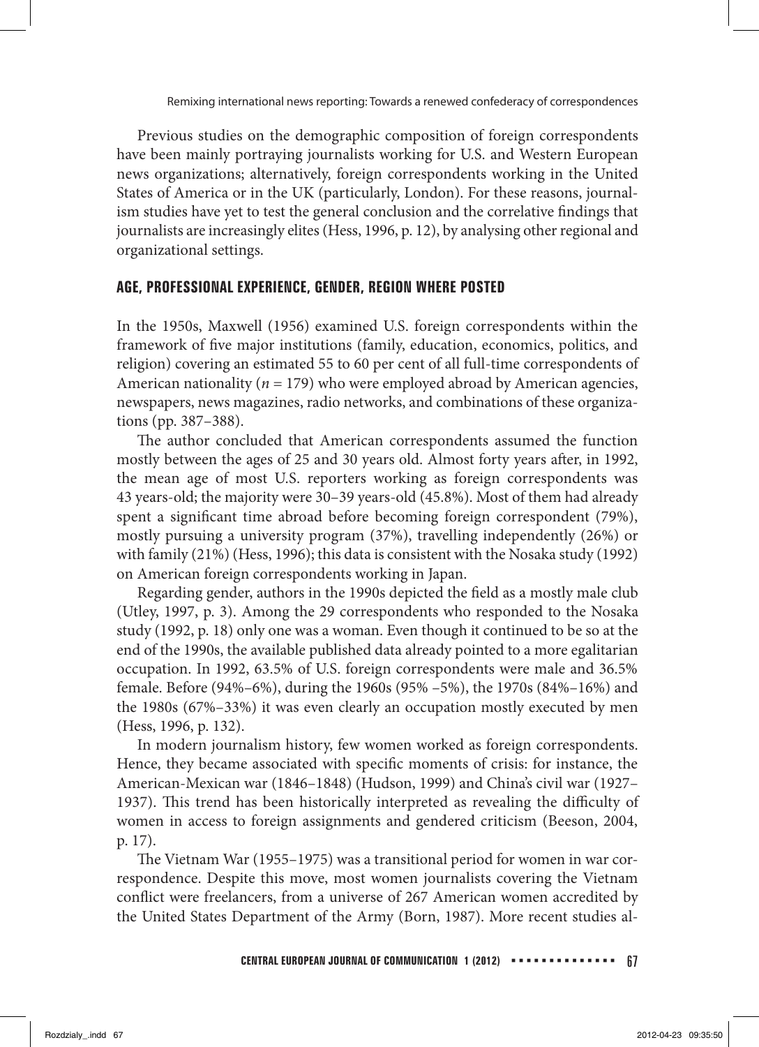Previous studies on the demographic composition of foreign correspondents have been mainly portraying journalists working for U.S. and Western European news organizations; alternatively, foreign correspondents working in the United States of America or in the UK (particularly, London). For these reasons, journalism studies have yet to test the general conclusion and the correlative findings that journalists are increasingly elites (Hess, 1996, p. 12), by analysing other regional and organizational settings.

## AGE, PROFESSIONAL EXPERIENCE, GENDER, REGION WHERE POSTED

In the 1950s, Maxwell (1956) examined U.S. foreign correspondents within the framework of five major institutions (family, education, economics, politics, and religion) covering an estimated 55 to 60 per cent of all full-time correspondents of American nationality ($n = 179$) who were employed abroad by American agencies, newspapers, news magazines, radio networks, and combinations of these organizations (pp. 387–388).

The author concluded that American correspondents assumed the function mostly between the ages of 25 and 30 years old. Almost forty years after, in 1992, the mean age of most U.S. reporters working as foreign correspondents was 43 years-old; the majority were 30–39 years-old (45.8%). Most of them had already spent a significant time abroad before becoming foreign correspondent (79%), mostly pursuing a university program (37%), travelling independently (26%) or with family (21%) (Hess, 1996); this data is consistent with the Nosaka study (1992) on American foreign correspondents working in Japan.

Regarding gender, authors in the 1990s depicted the field as a mostly male club (Utley, 1997, p. 3). Among the 29 correspondents who responded to the Nosaka study (1992, p. 18) only one was a woman. Even though it continued to be so at the end of the 1990s, the available published data already pointed to a more egalitarian occupation. In 1992, 63.5% of U.S. foreign correspondents were male and 36.5% female. Before (94%–6%), during the 1960s (95% –5%), the 1970s (84%–16%) and the 1980s (67%–33%) it was even clearly an occupation mostly executed by men (Hess, 1996, p. 132).

In modern journalism history, few women worked as foreign correspondents. Hence, they became associated with specific moments of crisis: for instance, the American-Mexican war (1846–1848) (Hudson, 1999) and China's civil war (1927–1937). This trend has been historically interpreted as revealing the difficulty of women in access to foreign assignments and gendered criticism (Beeson, 2004, p. 17).

The Vietnam War (1955–1975) was a transitional period for women in war correspondence. Despite this move, most women journalists covering the Vietnam conflict were freelancers, from a universe of 267 American women accredited by the United States Department of the Army (Born, 1987). More recent studies al-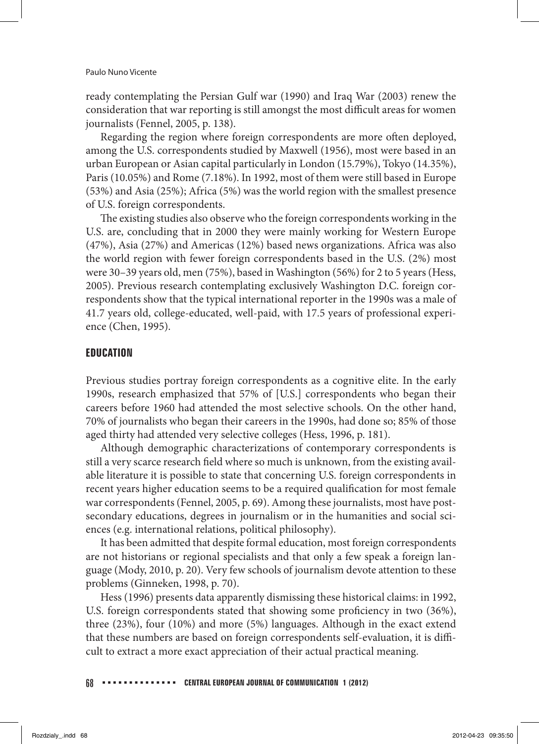ready contemplating the Persian Gulf war (1990) and Iraq War (2003) renew the consideration that war reporting is still amongst the most difficult areas for women journalists (Fennel, 2005, p. 138).

Regarding the region where foreign correspondents are more often deployed, among the U.S. correspondents studied by Maxwell (1956), most were based in an urban European or Asian capital particularly in London (15.79%), Tokyo (14.35%), Paris (10.05%) and Rome (7.18%). In 1992, most of them were still based in Europe (53%) and Asia (25%); Africa (5%) was the world region with the smallest presence of U.S. foreign correspondents.

The existing studies also observe who the foreign correspondents working in the U.S. are, concluding that in 2000 they were mainly working for Western Europe (47%), Asia (27%) and Americas (12%) based news organizations. Africa was also the world region with fewer foreign correspondents based in the U.S. (2%) most were 30–39 years old, men (75%), based in Washington (56%) for 2 to 5 years (Hess, 2005). Previous research contemplating exclusively Washington D.C. foreign correspondents show that the typical international reporter in the 1990s was a male of 41.7 years old, college-educated, well-paid, with 17.5 years of professional experience (Chen, 1995).

## EDUCATION

Previous studies portray foreign correspondents as a cognitive elite. In the early 1990s, research emphasized that 57% of [U.S.] correspondents who began their careers before 1960 had attended the most selective schools. On the other hand, 70% of journalists who began their careers in the 1990s, had done so; 85% of those aged thirty had attended very selective colleges (Hess, 1996, p. 181).

Although demographic characterizations of contemporary correspondents is still a very scarce research field where so much is unknown, from the existing available literature it is possible to state that concerning U.S. foreign correspondents in recent years higher education seems to be a required qualification for most female war correspondents (Fennel, 2005, p. 69). Among these journalists, most have post-secondary educations, degrees in journalism or in the humanities and social sciences (e.g. international relations, political philosophy).

It has been admitted that despite formal education, most foreign correspondents are not historians or regional specialists and that only a few speak a foreign language (Mody, 2010, p. 20). Very few schools of journalism devote attention to these problems (Ginneken, 1998, p. 70).

Hess (1996) presents data apparently dismissing these historical claims: in 1992, U.S. foreign correspondents stated that showing some proficiency in two (36%), three (23%), four (10%) and more (5%) languages. Although in the exact extend that these numbers are based on foreign correspondents self-evaluation, it is difficult to extract a more exact appreciation of their actual practical meaning.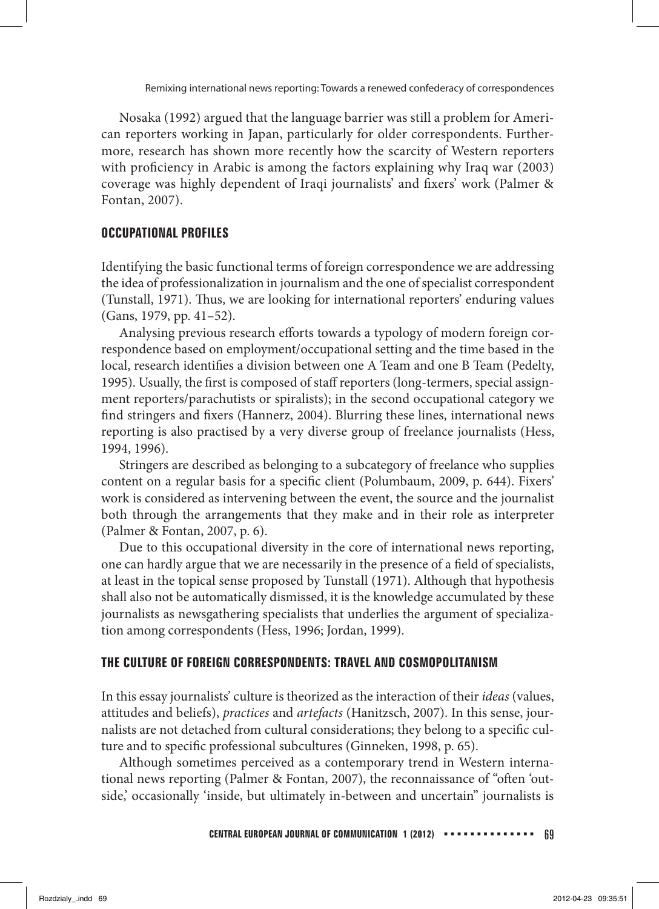Nosaka (1992) argued that the language barrier was still a problem for American reporters working in Japan, particularly for older correspondents. Furthermore, research has shown more recently how the scarcity of Western reporters with proficiency in Arabic is among the factors explaining why Iraq war (2003) coverage was highly dependent of Iraqi journalists' and fixers' work (Palmer & Fontan, 2007).

## OCCUPATIONAL PROFILES

Identifying the basic functional terms of foreign correspondence we are addressing the idea of professionalization in journalism and the one of specialist correspondent (Tunstall, 1971). Thus, we are looking for international reporters' enduring values (Gans, 1979, pp. 41–52).

Analysing previous research efforts towards a typology of modern foreign correspondence based on employment/occupational setting and the time based in the local, research identifies a division between one A Team and one B Team (Pedelty, 1995). Usually, the first is composed of staff reporters (long-termers, special assignment reporters/parachutists or spiralists); in the second occupational category we find stringers and fixers (Hannerz, 2004). Blurring these lines, international news reporting is also practised by a very diverse group of freelance journalists (Hess, 1994, 1996).

Stringers are described as belonging to a subcategory of freelance who supplies content on a regular basis for a specific client (Polumbaum, 2009, p. 644). Fixers' work is considered as intervening between the event, the source and the journalist both through the arrangements that they make and in their role as interpreter (Palmer & Fontan, 2007, p. 6).

Due to this occupational diversity in the core of international news reporting, one can hardly argue that we are necessarily in the presence of a field of specialists, at least in the topical sense proposed by Tunstall (1971). Although that hypothesis shall also not be automatically dismissed, it is the knowledge accumulated by these journalists as newsgathering specialists that underlies the argument of specialization among correspondents (Hess, 1996; Jordan, 1999).

## THE CULTURE OF FOREIGN CORRESPONDENTS: TRAVEL AND COSMOPOLITANISM

In this essay journalists' culture is theorized as the interaction of their *ideas* (values, attitudes and beliefs), *practices* and *artefacts* (Hanitzsch, 2007). In this sense, journalists are not detached from cultural considerations; they belong to a specific culture and to specific professional subcultures (Ginneken, 1998, p. 65).

Although sometimes perceived as a contemporary trend in Western international news reporting (Palmer & Fontan, 2007), the reconnaissance of "often 'outside,' occasionally 'inside, but ultimately in-between and uncertain" journalists is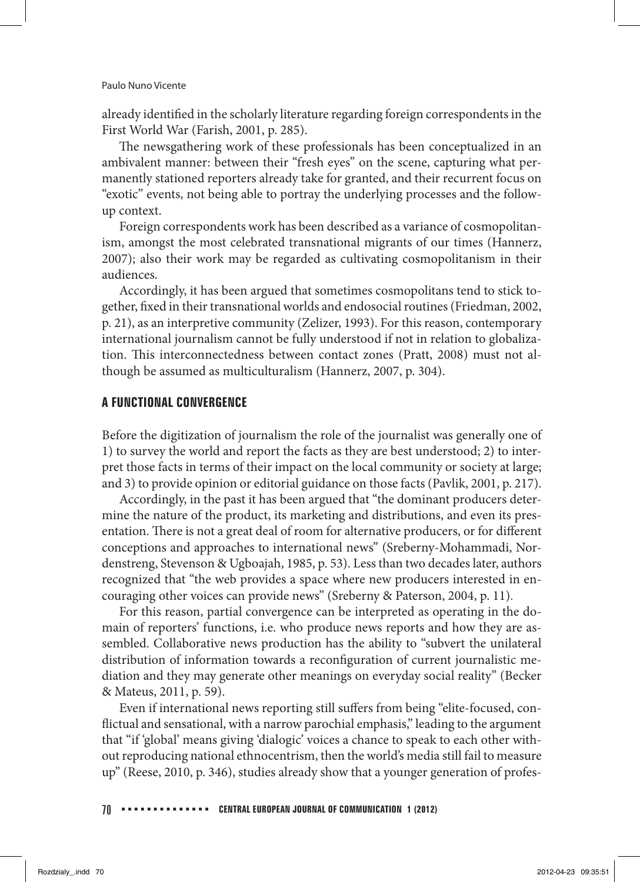already identified in the scholarly literature regarding foreign correspondents in the First World War (Farish, 2001, p. 285).

The newsgathering work of these professionals has been conceptualized in an ambivalent manner: between their "fresh eyes" on the scene, capturing what permanently stationed reporters already take for granted, and their recurrent focus on "exotic" events, not being able to portray the underlying processes and the follow-up context.

Foreign correspondents work has been described as a variance of cosmopolitanism, amongst the most celebrated transnational migrants of our times (Hannerz, 2007); also their work may be regarded as cultivating cosmopolitanism in their audiences.

Accordingly, it has been argued that sometimes cosmopolitans tend to stick together, fixed in their transnational worlds and endosocial routines (Friedman, 2002, p. 21), as an interpretive community (Zelizer, 1993). For this reason, contemporary international journalism cannot be fully understood if not in relation to globalization. This interconnectedness between contact zones (Pratt, 2008) must not although be assumed as multiculturalism (Hannerz, 2007, p. 304).

## A FUNCTIONAL CONVERGENCE

Before the digitization of journalism the role of the journalist was generally one of 1) to survey the world and report the facts as they are best understood; 2) to interpret those facts in terms of their impact on the local community or society at large; and 3) to provide opinion or editorial guidance on those facts (Pavlik, 2001, p. 217).

Accordingly, in the past it has been argued that "the dominant producers determine the nature of the product, its marketing and distributions, and even its presentation. There is not a great deal of room for alternative producers, or for different conceptions and approaches to international news" (Sreberny-Mohammadi, Nordenstreng, Stevenson & Ugboajah, 1985, p. 53). Less than two decades later, authors recognized that "the web provides a space where new producers interested in encouraging other voices can provide news" (Sreberny & Paterson, 2004, p. 11).

For this reason, partial convergence can be interpreted as operating in the domain of reporters' functions, i.e. who produce news reports and how they are assembled. Collaborative news production has the ability to "subvert the unilateral distribution of information towards a reconfiguration of current journalistic mediation and they may generate other meanings on everyday social reality" (Becker & Mateus, 2011, p. 59).

Even if international news reporting still suffers from being "elite-focused, conflictual and sensational, with a narrow parochial emphasis," leading to the argument that "if 'global' means giving 'dialogic' voices a chance to speak to each other without reproducing national ethnocentrism, then the world's media still fail to measure up" (Reese, 2010, p. 346), studies already show that a younger generation of profes-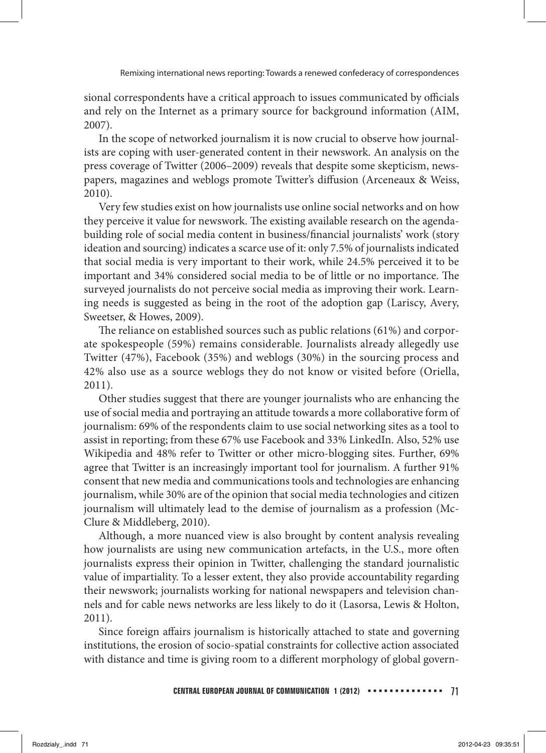sional correspondents have a critical approach to issues communicated by officials and rely on the Internet as a primary source for background information (AIM, 2007).

In the scope of networked journalism it is now crucial to observe how journalists are coping with user-generated content in their newswork. An analysis on the press coverage of Twitter (2006–2009) reveals that despite some skepticism, newspapers, magazines and weblogs promote Twitter's diffusion (Arceneaux & Weiss, 2010).

Very few studies exist on how journalists use online social networks and on how they perceive it value for newswork. The existing available research on the agenda-building role of social media content in business/financial journalists' work (story ideation and sourcing) indicates a scarce use of it: only 7.5% of journalists indicated that social media is very important to their work, while 24.5% perceived it to be important and 34% considered social media to be of little or no importance. The surveyed journalists do not perceive social media as improving their work. Learning needs is suggested as being in the root of the adoption gap (Lariscy, Avery, Sweetser, & Howes, 2009).

The reliance on established sources such as public relations (61%) and corporate spokespeople (59%) remains considerable. Journalists already allegedly use Twitter (47%), Facebook (35%) and weblogs (30%) in the sourcing process and 42% also use as a source weblogs they do not know or visited before (Oriella, 2011).

Other studies suggest that there are younger journalists who are enhancing the use of social media and portraying an attitude towards a more collaborative form of journalism: 69% of the respondents claim to use social networking sites as a tool to assist in reporting; from these 67% use Facebook and 33% LinkedIn. Also, 52% use Wikipedia and 48% refer to Twitter or other micro-blogging sites. Further, 69% agree that Twitter is an increasingly important tool for journalism. A further 91% consent that new media and communications tools and technologies are enhancing journalism, while 30% are of the opinion that social media technologies and citizen journalism will ultimately lead to the demise of journalism as a profession (McClure & Middleberg, 2010).

Although, a more nuanced view is also brought by content analysis revealing how journalists are using new communication artefacts, in the U.S., more often journalists express their opinion in Twitter, challenging the standard journalistic value of impartiality. To a lesser extent, they also provide accountability regarding their newswork; journalists working for national newspapers and television channels and for cable news networks are less likely to do it (Lasorsa, Lewis & Holton, 2011).

Since foreign affairs journalism is historically attached to state and governing institutions, the erosion of socio-spatial constraints for collective action associated with distance and time is giving room to a different morphology of global govern-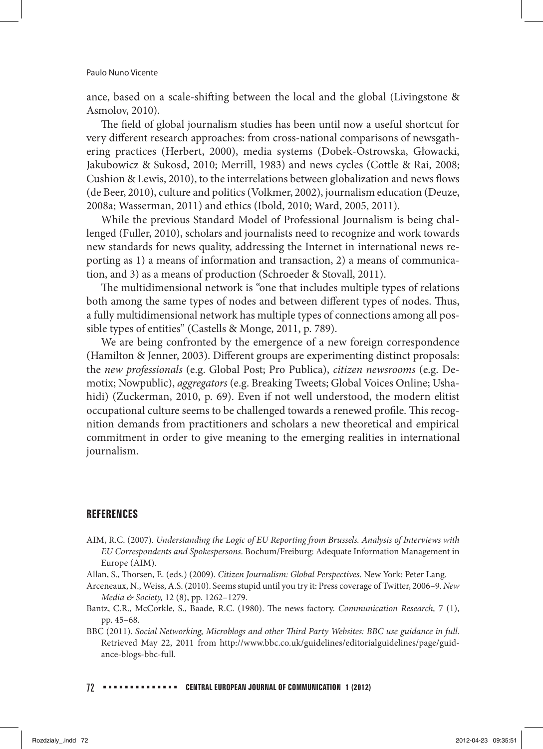ance, based on a scale-shifting between the local and the global (Livingstone & Asmolov, 2010).

The field of global journalism studies has been until now a useful shortcut for very different research approaches: from cross-national comparisons of newsgathering practices (Herbert, 2000), media systems (Dobek-Ostrowska, Głowacki, Jakubowicz & Sukosd, 2010; Merrill, 1983) and news cycles (Cottle & Rai, 2008; Cushion & Lewis, 2010), to the interrelations between globalization and news flows (de Beer, 2010), culture and politics (Volkmer, 2002), journalism education (Deuze, 2008a; Wasserman, 2011) and ethics (Ibold, 2010; Ward, 2005, 2011).

While the previous Standard Model of Professional Journalism is being challenged (Fuller, 2010), scholars and journalists need to recognize and work towards new standards for news quality, addressing the Internet in international news reporting as 1) a means of information and transaction, 2) a means of communication, and 3) as a means of production (Schroeder & Stovall, 2011).

The multidimensional network is "one that includes multiple types of relations both among the same types of nodes and between different types of nodes. Thus, a fully multidimensional network has multiple types of connections among all possible types of entities" (Castells & Monge, 2011, p. 789).

We are being confronted by the emergence of a new foreign correspondence (Hamilton & Jenner, 2003). Different groups are experimenting distinct proposals: the *new professionals* (e.g. Global Post; Pro Publica), *citizen newsrooms* (e.g. Demotix; Nowpublic), *aggregators* (e.g. Breaking Tweets; Global Voices Online; Ushahidi) (Zuckerman, 2010, p. 69). Even if not well understood, the modern elitist occupational culture seems to be challenged towards a renewed profile. This recognition demands from practitioners and scholars a new theoretical and empirical commitment in order to give meaning to the emerging realities in international journalism.

## REFERENCES

AIM, R.C. (2007). *Understanding the Logic of EU Reporting from Brussels. Analysis of Interviews with EU Correspondents and Spokespersons*. Bochum/Freiburg: Adequate Information Management in Europe (AIM).

Allan, S., Thorsen, E. (eds.) (2009). *Citizen Journalism: Global Perspectives*. New York: Peter Lang.

Arceneaux, N., Weiss, A.S. (2010). Seems stupid until you try it: Press coverage of Twitter, 2006–9. *New Media & Society,* 12 (8), pp. 1262–1279.

Bantz, C.R., McCorkle, S., Baade, R.C. (1980). The news factory. *Communication Research,* 7 (1), pp. 45–68.

BBC (2011). *Social Networking, Microblogs and other Third Party Websites: BBC use guidance in full*. Retrieved May 22, 2011 from http://www.bbc.co.uk/guidelines/editorialguidelines/page/guidance-blogs-bbc-full.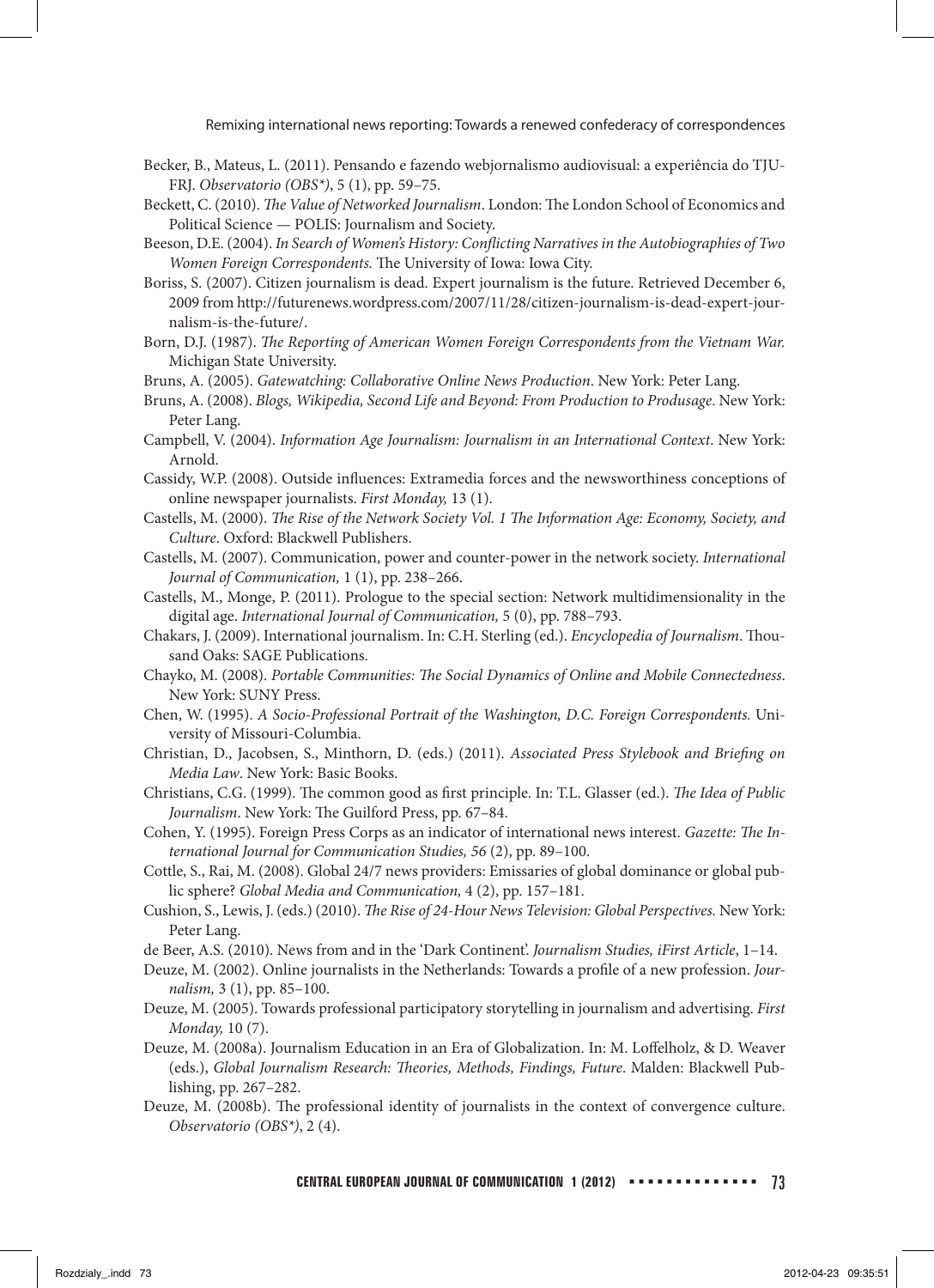Becker, B., Mateus, L. (2011). Pensando e fazendo webjornalismo audiovisual: a experiência do TJU-FRJ. *Observatorio (OBS*)*, 5 (1), pp. 59–75.

Beckett, C. (2010). *The Value of Networked Journalism*. London: The London School of Economics and Political Science — POLIS: Journalism and Society.

Beeson, D.E. (2004). *In Search of Women's History: Conflicting Narratives in the Autobiographies of Two Women Foreign Correspondents.* The University of Iowa: Iowa City.

Boriss, S. (2007). Citizen journalism is dead. Expert journalism is the future. Retrieved December 6, 2009 from http://futurenews.wordpress.com/2007/11/28/citizen-journalism-is-dead-expert-journalism-is-the-future/.

Born, D.J. (1987). *The Reporting of American Women Foreign Correspondents from the Vietnam War.* Michigan State University.

Bruns, A. (2005). *Gatewatching: Collaborative Online News Production*. New York: Peter Lang.

Bruns, A. (2008). *Blogs, Wikipedia, Second Life and Beyond: From Production to Produsage*. New York: Peter Lang.

Campbell, V. (2004). *Information Age Journalism: Journalism in an International Context*. New York: Arnold.

Cassidy, W.P. (2008). Outside influences: Extramedia forces and the newsworthiness conceptions of online newspaper journalists. *First Monday,* 13 (1).

Castells, M. (2000). *The Rise of the Network Society Vol. 1 The Information Age: Economy, Society, and Culture*. Oxford: Blackwell Publishers.

Castells, M. (2007). Communication, power and counter-power in the network society. *International Journal of Communication,* 1 (1), pp. 238–266.

Castells, M., Monge, P. (2011). Prologue to the special section: Network multidimensionality in the digital age. *International Journal of Communication,* 5 (0), pp. 788–793.

Chakars, J. (2009). International journalism. In: C.H. Sterling (ed.). *Encyclopedia of Journalism*. Thousand Oaks: SAGE Publications.

Chayko, M. (2008). *Portable Communities: The Social Dynamics of Online and Mobile Connectedness*. New York: SUNY Press.

Chen, W. (1995). *A Socio-Professional Portrait of the Washington, D.C. Foreign Correspondents.* University of Missouri-Columbia.

Christian, D., Jacobsen, S., Minthorn, D. (eds.) (2011). *Associated Press Stylebook and Briefing on Media Law*. New York: Basic Books.

Christians, C.G. (1999). The common good as first principle. In: T.L. Glasser (ed.). *The Idea of Public Journalism*. New York: The Guilford Press, pp. 67–84.

Cohen, Y. (1995). Foreign Press Corps as an indicator of international news interest. *Gazette: The International Journal for Communication Studies, 56* (2), pp. 89–100.

Cottle, S., Rai, M. (2008). Global 24/7 news providers: Emissaries of global dominance or global public sphere? *Global Media and Communication,* 4 (2), pp. 157–181.

Cushion, S., Lewis, J. (eds.) (2010). *The Rise of 24-Hour News Television: Global Perspectives.* New York: Peter Lang.

de Beer, A.S. (2010). News from and in the 'Dark Continent'. *Journalism Studies, iFirst Article*, 1–14.

Deuze, M. (2002). Online journalists in the Netherlands: Towards a profile of a new profession. *Journalism,* 3 (1), pp. 85–100.

Deuze, M. (2005). Towards professional participatory storytelling in journalism and advertising. *First Monday,* 10 (7).

Deuze, M. (2008a). Journalism Education in an Era of Globalization. In: M. Loffelholz, & D. Weaver (eds.), *Global Journalism Research: Theories, Methods, Findings, Future*. Malden: Blackwell Publishing, pp. 267–282.

Deuze, M. (2008b). The professional identity of journalists in the context of convergence culture. *Observatorio (OBS*)*, 2 (4).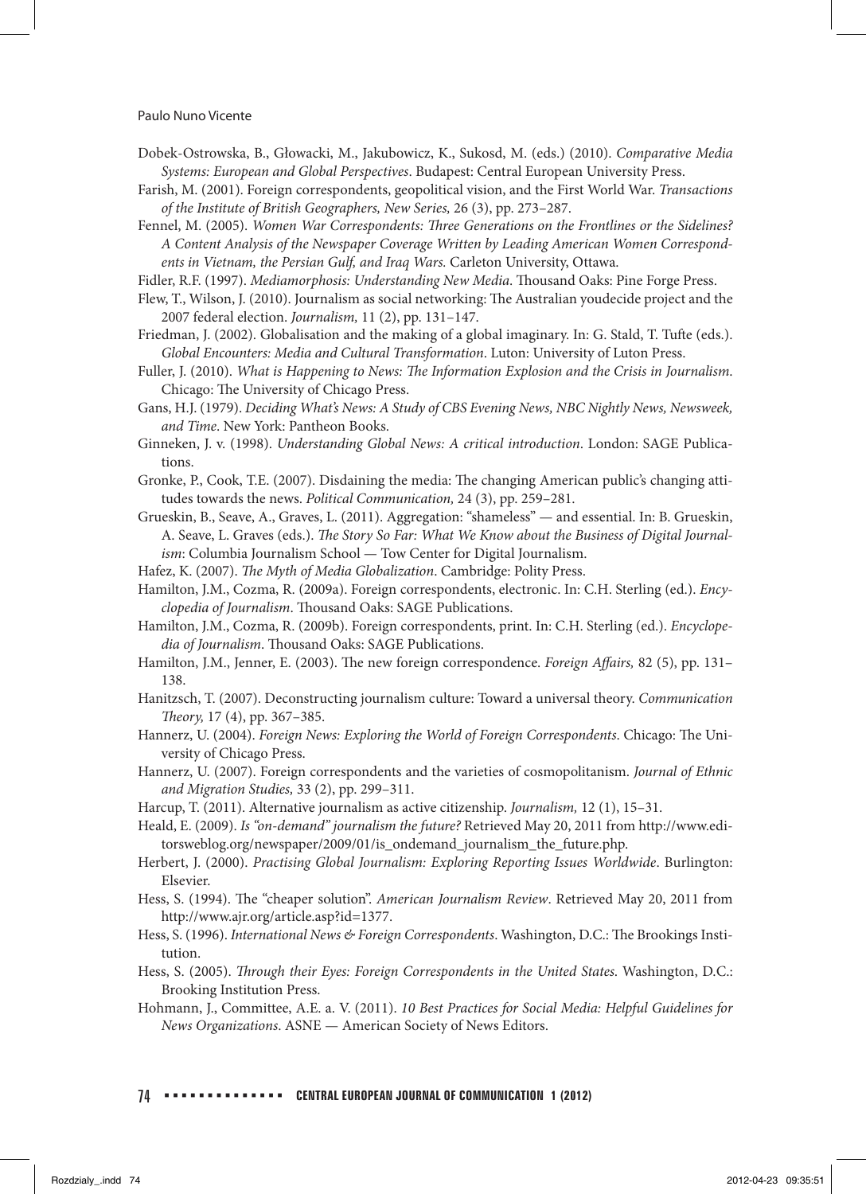Dobek-Ostrowska, B., Głowacki, M., Jakubowicz, K., Sukosd, M. (eds.) (2010). *Comparative Media Systems: European and Global Perspectives*. Budapest: Central European University Press.

Farish, M. (2001). Foreign correspondents, geopolitical vision, and the First World War. *Transactions of the Institute of British Geographers, New Series,* 26 (3), pp. 273–287.

Fennel, M. (2005). *Women War Correspondents: Three Generations on the Frontlines or the Sidelines? A Content Analysis of the Newspaper Coverage Written by Leading American Women Correspondents in Vietnam, the Persian Gulf, and Iraq Wars.* Carleton University, Ottawa.

Fidler, R.F. (1997). *Mediamorphosis: Understanding New Media*. Thousand Oaks: Pine Forge Press.

Flew, T., Wilson, J. (2010). Journalism as social networking: The Australian youdecide project and the 2007 federal election. *Journalism,* 11 (2), pp. 131–147.

Friedman, J. (2002). Globalisation and the making of a global imaginary. In: G. Stald, T. Tufte (eds.). *Global Encounters: Media and Cultural Transformation*. Luton: University of Luton Press.

Fuller, J. (2010). *What is Happening to News: The Information Explosion and the Crisis in Journalism*. Chicago: The University of Chicago Press.

Gans, H.J. (1979). *Deciding What's News: A Study of CBS Evening News, NBC Nightly News, Newsweek, and Time*. New York: Pantheon Books.

Ginneken, J. v. (1998). *Understanding Global News: A critical introduction*. London: SAGE Publications.

Gronke, P., Cook, T.E. (2007). Disdaining the media: The changing American public's changing attitudes towards the news. *Political Communication,* 24 (3), pp. 259–281.

Grueskin, B., Seave, A., Graves, L. (2011). Aggregation: "shameless" — and essential. In: B. Grueskin, A. Seave, L. Graves (eds.). *The Story So Far: What We Know about the Business of Digital Journalism*: Columbia Journalism School — Tow Center for Digital Journalism.

Hafez, K. (2007). *The Myth of Media Globalization*. Cambridge: Polity Press.

Hamilton, J.M., Cozma, R. (2009a). Foreign correspondents, electronic. In: C.H. Sterling (ed.). *Encyclopedia of Journalism*. Thousand Oaks: SAGE Publications.

Hamilton, J.M., Cozma, R. (2009b). Foreign correspondents, print. In: C.H. Sterling (ed.). *Encyclopedia of Journalism*. Thousand Oaks: SAGE Publications.

Hamilton, J.M., Jenner, E. (2003). The new foreign correspondence. *Foreign Affairs,* 82 (5), pp. 131–138.

Hanitzsch, T. (2007). Deconstructing journalism culture: Toward a universal theory. *Communication Theory,* 17 (4), pp. 367–385.

Hannerz, U. (2004). *Foreign News: Exploring the World of Foreign Correspondents*. Chicago: The University of Chicago Press.

Hannerz, U. (2007). Foreign correspondents and the varieties of cosmopolitanism. *Journal of Ethnic and Migration Studies,* 33 (2), pp. 299–311.

Harcup, T. (2011). Alternative journalism as active citizenship. *Journalism,* 12 (1), 15–31.

Heald, E. (2009). *Is "on-demand" journalism the future?* Retrieved May 20, 2011 from http://www.editorsweblog.org/newspaper/2009/01/is_ondemand_journalism_the_future.php.

Herbert, J. (2000). *Practising Global Journalism: Exploring Reporting Issues Worldwide*. Burlington: Elsevier.

Hess, S. (1994). The "cheaper solution". *American Journalism Review*. Retrieved May 20, 2011 from http://www.ajr.org/article.asp?id=1377.

Hess, S. (1996). *International News & Foreign Correspondents*. Washington, D.C.: The Brookings Institution.

Hess, S. (2005). *Through their Eyes: Foreign Correspondents in the United States*. Washington, D.C.: Brooking Institution Press.

Hohmann, J., Committee, A.E. a. V. (2011). *10 Best Practices for Social Media: Helpful Guidelines for News Organizations*. ASNE — American Society of News Editors.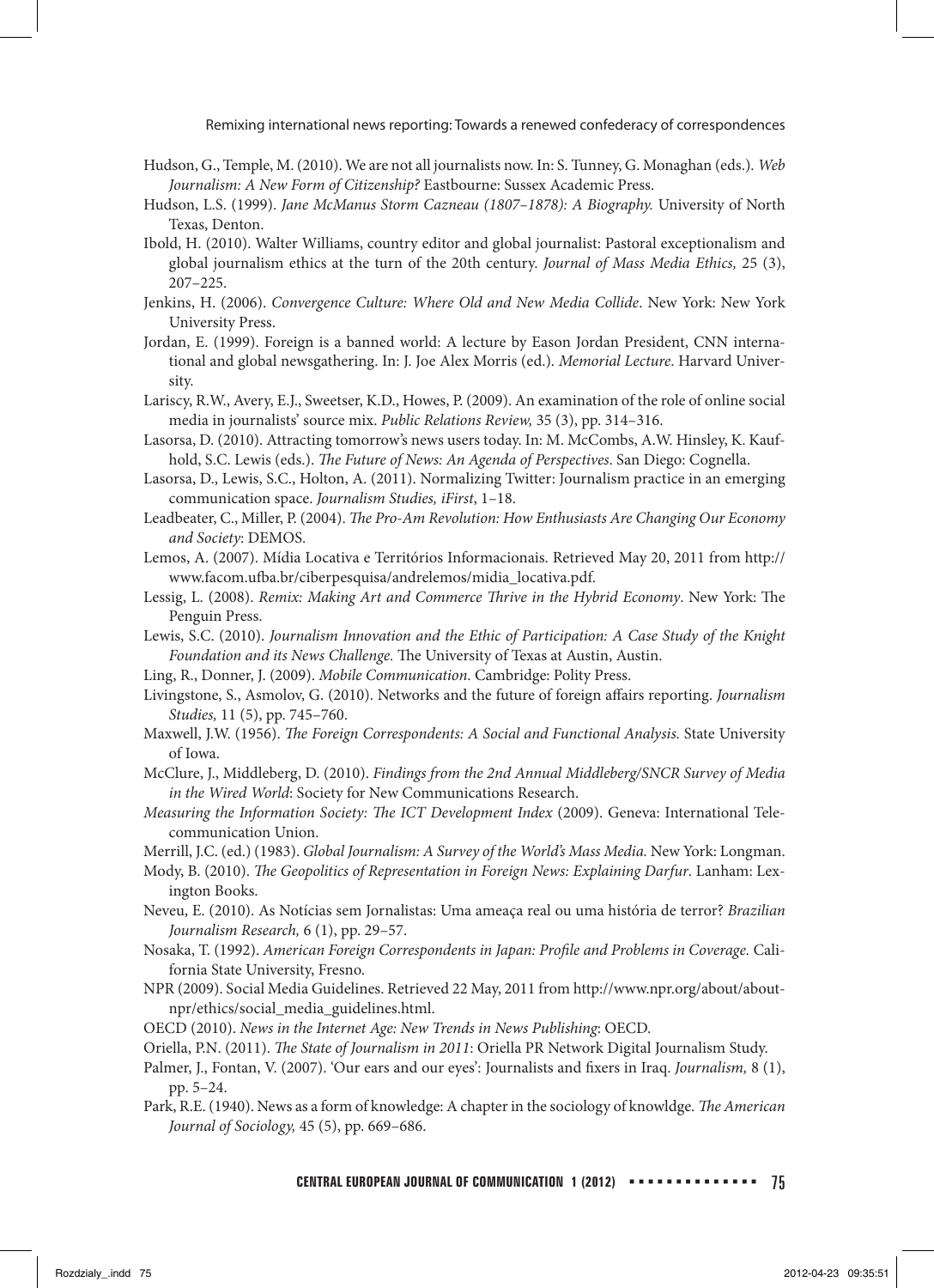Hudson, G., Temple, M. (2010). We are not all journalists now. In: S. Tunney, G. Monaghan (eds.). *Web Journalism: A New Form of Citizenship?* Eastbourne: Sussex Academic Press.

Hudson, L.S. (1999). *Jane McManus Storm Cazneau (1807–1878): A Biography.* University of North Texas, Denton.

Ibold, H. (2010). Walter Williams, country editor and global journalist: Pastoral exceptionalism and global journalism ethics at the turn of the 20th century. *Journal of Mass Media Ethics,* 25 (3), 207–225.

Jenkins, H. (2006). *Convergence Culture: Where Old and New Media Collide*. New York: New York University Press.

Jordan, E. (1999). Foreign is a banned world: A lecture by Eason Jordan President, CNN international and global newsgathering. In: J. Joe Alex Morris (ed.). *Memorial Lecture*. Harvard University.

Lariscy, R.W., Avery, E.J., Sweetser, K.D., Howes, P. (2009). An examination of the role of online social media in journalists' source mix. *Public Relations Review,* 35 (3), pp. 314–316.

Lasorsa, D. (2010). Attracting tomorrow's news users today. In: M. McCombs, A.W. Hinsley, K. Kaufhold, S.C. Lewis (eds.). *The Future of News: An Agenda of Perspectives*. San Diego: Cognella.

Lasorsa, D., Lewis, S.C., Holton, A. (2011). Normalizing Twitter: Journalism practice in an emerging communication space. *Journalism Studies, iFirst*, 1–18.

Leadbeater, C., Miller, P. (2004). *The Pro-Am Revolution: How Enthusiasts Are Changing Our Economy and Society*: DEMOS.

Lemos, A. (2007). Mídia Locativa e Territórios Informacionais. Retrieved May 20, 2011 from http://www.facom.ufba.br/ciberpesquisa/andrelemos/midia_locativa.pdf.

Lessig, L. (2008). *Remix: Making Art and Commerce Thrive in the Hybrid Economy*. New York: The Penguin Press.

Lewis, S.C. (2010). *Journalism Innovation and the Ethic of Participation: A Case Study of the Knight Foundation and its News Challenge.* The University of Texas at Austin, Austin.

Ling, R., Donner, J. (2009). *Mobile Communication*. Cambridge: Polity Press.

Livingstone, S., Asmolov, G. (2010). Networks and the future of foreign affairs reporting. *Journalism Studies,* 11 (5), pp. 745–760.

Maxwell, J.W. (1956). *The Foreign Correspondents: A Social and Functional Analysis.* State University of Iowa.

McClure, J., Middleberg, D. (2010). *Findings from the 2nd Annual Middleberg/SNCR Survey of Media in the Wired World*: Society for New Communications Research.

*Measuring the Information Society: The ICT Development Index* (2009). Geneva: International Telecommunication Union.

Merrill, J.C. (ed.) (1983). *Global Journalism: A Survey of the World's Mass Media.* New York: Longman.

Mody, B. (2010). *The Geopolitics of Representation in Foreign News: Explaining Darfur*. Lanham: Lexington Books.

Neveu, E. (2010). As Notícias sem Jornalistas: Uma ameaça real ou uma história de terror? *Brazilian Journalism Research,* 6 (1), pp. 29–57.

Nosaka, T. (1992). *American Foreign Correspondents in Japan: Profile and Problems in Coverage.* California State University, Fresno.

NPR (2009). Social Media Guidelines. Retrieved 22 May, 2011 from http://www.npr.org/about/aboutnpr/ethics/social_media_guidelines.html.

OECD (2010). *News in the Internet Age: New Trends in News Publishing*: OECD.

Oriella, P.N. (2011). *The State of Journalism in 2011*: Oriella PR Network Digital Journalism Study.

Palmer, J., Fontan, V. (2007). 'Our ears and our eyes': Journalists and fixers in Iraq. *Journalism,* 8 (1), pp. 5–24.

Park, R.E. (1940). News as a form of knowledge: A chapter in the sociology of knowldge. *The American Journal of Sociology,* 45 (5), pp. 669–686.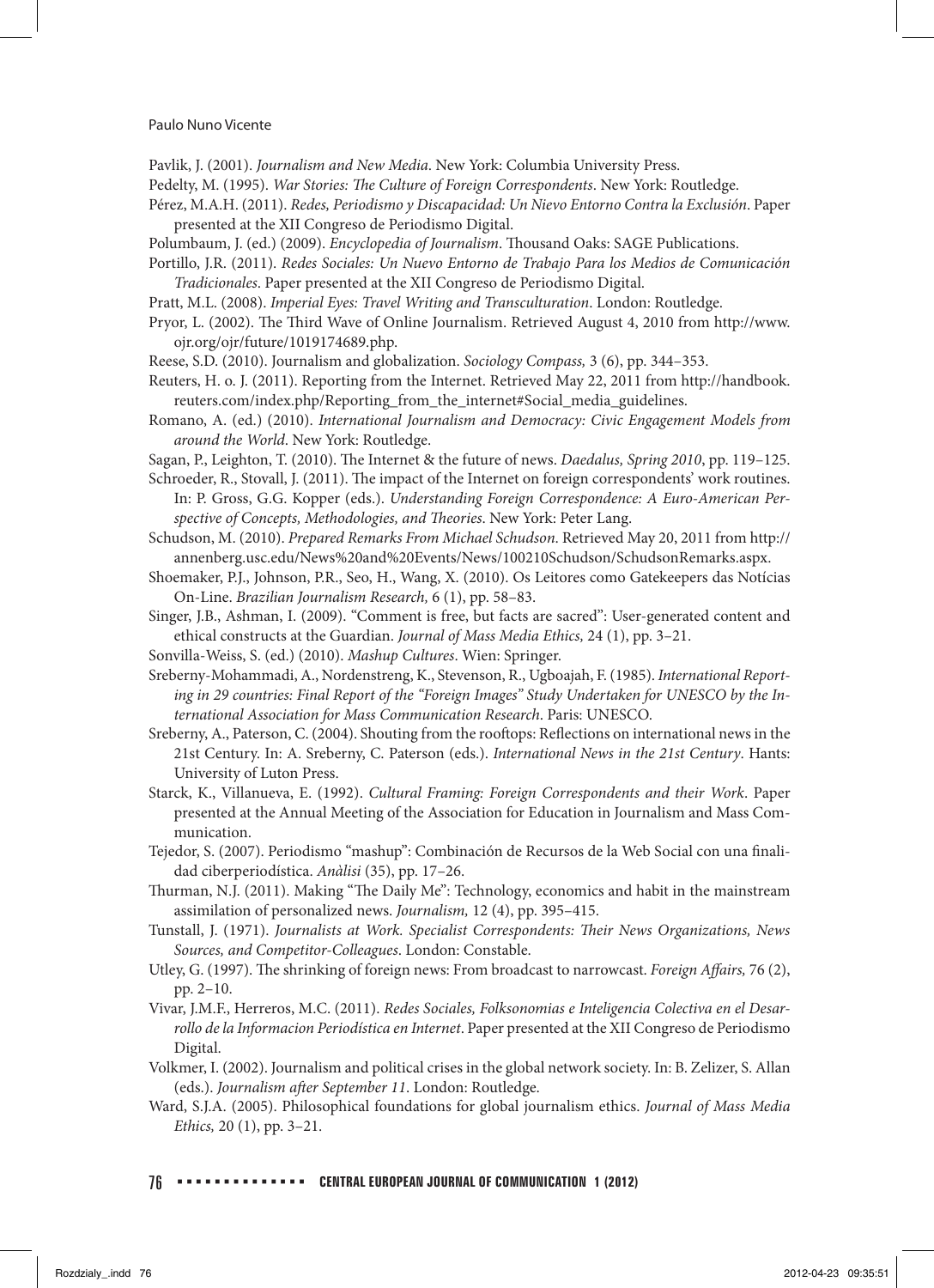Pavlik, J. (2001). *Journalism and New Media*. New York: Columbia University Press.

Pedelty, M. (1995). *War Stories: The Culture of Foreign Correspondents*. New York: Routledge.

Pérez, M.A.H. (2011). *Redes, Periodismo y Discapacidad: Un Nievo Entorno Contra la Exclusión*. Paper presented at the XII Congreso de Periodismo Digital.

Polumbaum, J. (ed.) (2009). *Encyclopedia of Journalism*. Thousand Oaks: SAGE Publications.

Portillo, J.R. (2011). *Redes Sociales: Un Nuevo Entorno de Trabajo Para los Medios de Comunicación Tradicionales*. Paper presented at the XII Congreso de Periodismo Digital.

Pratt, M.L. (2008). *Imperial Eyes: Travel Writing and Transculturation*. London: Routledge.

Pryor, L. (2002). The Third Wave of Online Journalism. Retrieved August 4, 2010 from http://www.ojr.org/ojr/future/1019174689.php.

Reese, S.D. (2010). Journalism and globalization. *Sociology Compass,* 3 (6), pp. 344–353.

Reuters, H. o. J. (2011). Reporting from the Internet. Retrieved May 22, 2011 from http://handbook.reuters.com/index.php/Reporting_from_the_internet#Social_media_guidelines.

Romano, A. (ed.) (2010). *International Journalism and Democracy: Civic Engagement Models from around the World*. New York: Routledge.

Sagan, P., Leighton, T. (2010). The Internet & the future of news. *Daedalus, Spring 2010*, pp. 119–125.

Schroeder, R., Stovall, J. (2011). The impact of the Internet on foreign correspondents' work routines. In: P. Gross, G.G. Kopper (eds.). *Understanding Foreign Correspondence: A Euro-American Perspective of Concepts, Methodologies, and Theories*. New York: Peter Lang.

Schudson, M. (2010). *Prepared Remarks From Michael Schudson*. Retrieved May 20, 2011 from http://annenberg.usc.edu/News%20and%20Events/News/100210Schudson/SchudsonRemarks.aspx.

Shoemaker, P.J., Johnson, P.R., Seo, H., Wang, X. (2010). Os Leitores como Gatekeepers das Notícias On-Line. *Brazilian Journalism Research,* 6 (1), pp. 58–83.

Singer, J.B., Ashman, I. (2009). "Comment is free, but facts are sacred": User-generated content and ethical constructs at the Guardian. *Journal of Mass Media Ethics,* 24 (1), pp. 3–21.

Sonvilla-Weiss, S. (ed.) (2010). *Mashup Cultures*. Wien: Springer.

Sreberny-Mohammadi, A., Nordenstreng, K., Stevenson, R., Ugboajah, F. (1985). *International Reporting in 29 countries: Final Report of the "Foreign Images" Study Undertaken for UNESCO by the International Association for Mass Communication Research*. Paris: UNESCO.

Sreberny, A., Paterson, C. (2004). Shouting from the rooftops: Reflections on international news in the 21st Century. In: A. Sreberny, C. Paterson (eds.). *International News in the 21st Century*. Hants: University of Luton Press.

Starck, K., Villanueva, E. (1992). *Cultural Framing: Foreign Correspondents and their Work*. Paper presented at the Annual Meeting of the Association for Education in Journalism and Mass Communication.

Tejedor, S. (2007). Periodismo "mashup": Combinación de Recursos de la Web Social con una finalidad ciberperiodística. *Anàlisi* (35), pp. 17–26.

Thurman, N.J. (2011). Making "The Daily Me": Technology, economics and habit in the mainstream assimilation of personalized news. *Journalism,* 12 (4), pp. 395–415.

Tunstall, J. (1971). *Journalists at Work. Specialist Correspondents: Their News Organizations, News Sources, and Competitor-Colleagues*. London: Constable.

Utley, G. (1997). The shrinking of foreign news: From broadcast to narrowcast. *Foreign Affairs,* 76 (2), pp. 2–10.

Vivar, J.M.F., Herreros, M.C. (2011). *Redes Sociales, Folksonomias e Inteligencia Colectiva en el Desarrollo de la Informacion Periodística en Internet*. Paper presented at the XII Congreso de Periodismo Digital.

Volkmer, I. (2002). Journalism and political crises in the global network society. In: B. Zelizer, S. Allan (eds.). *Journalism after September 11*. London: Routledge.

Ward, S.J.A. (2005). Philosophical foundations for global journalism ethics. *Journal of Mass Media Ethics,* 20 (1), pp. 3–21.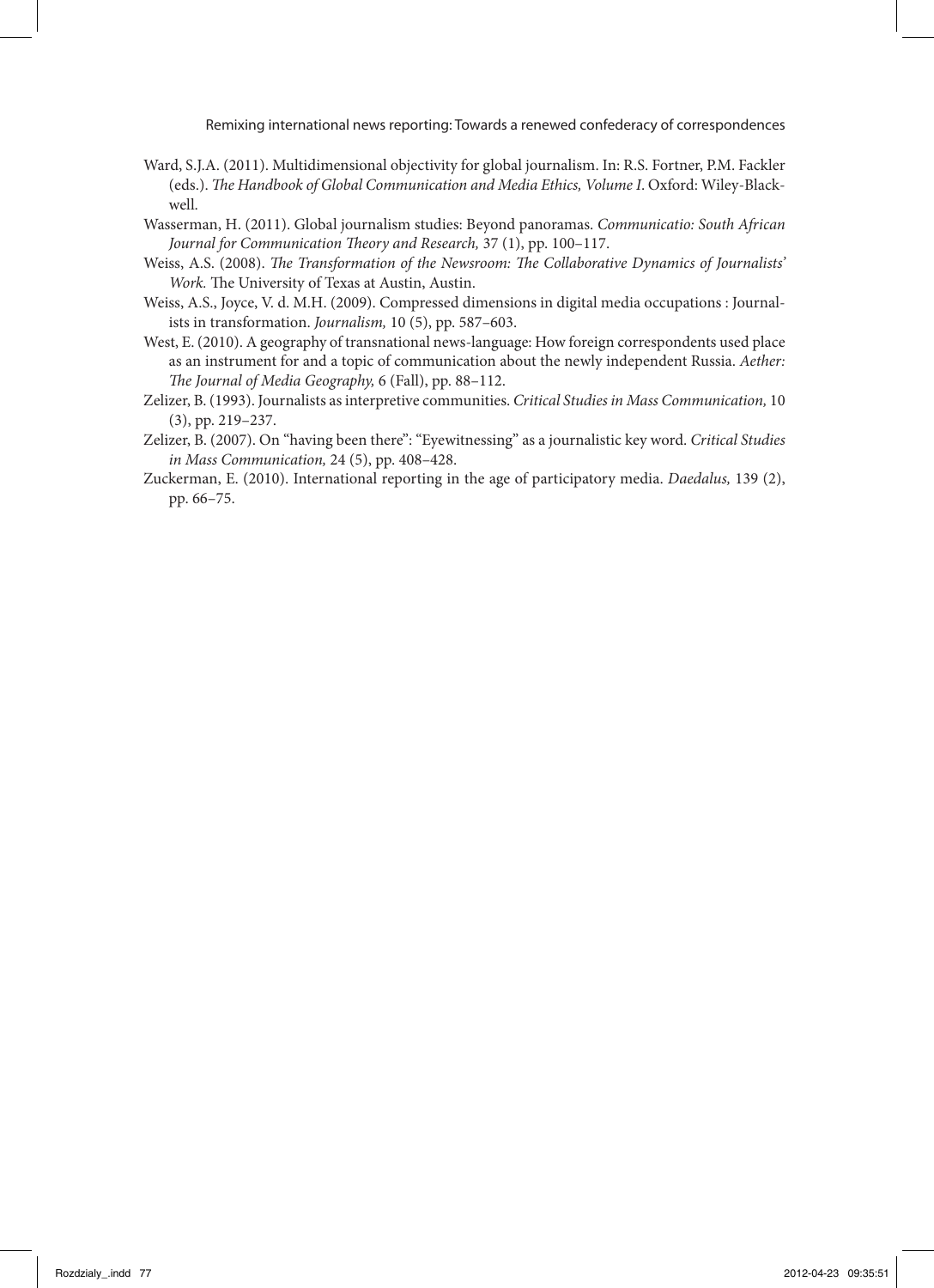Ward, S.J.A. (2011). Multidimensional objectivity for global journalism. In: R.S. Fortner, P.M. Fackler (eds.). *The Handbook of Global Communication and Media Ethics, Volume I*. Oxford: Wiley-Blackwell.

Wasserman, H. (2011). Global journalism studies: Beyond panoramas. *Communicatio: South African Journal for Communication Theory and Research,* 37 (1), pp. 100–117.

Weiss, A.S. (2008). *The Transformation of the Newsroom: The Collaborative Dynamics of Journalists' Work.* The University of Texas at Austin, Austin.

Weiss, A.S., Joyce, V. d. M.H. (2009). Compressed dimensions in digital media occupations : Journalists in transformation. *Journalism,* 10 (5), pp. 587–603.

West, E. (2010). A geography of transnational news-language: How foreign correspondents used place as an instrument for and a topic of communication about the newly independent Russia. *Aether: The Journal of Media Geography,* 6 (Fall), pp. 88–112.

Zelizer, B. (1993). Journalists as interpretive communities. *Critical Studies in Mass Communication,* 10 (3), pp. 219–237.

Zelizer, B. (2007). On "having been there": "Eyewitnessing" as a journalistic key word. *Critical Studies in Mass Communication,* 24 (5), pp. 408–428.

Zuckerman, E. (2010). International reporting in the age of participatory media. *Daedalus,* 139 (2), pp. 66–75.